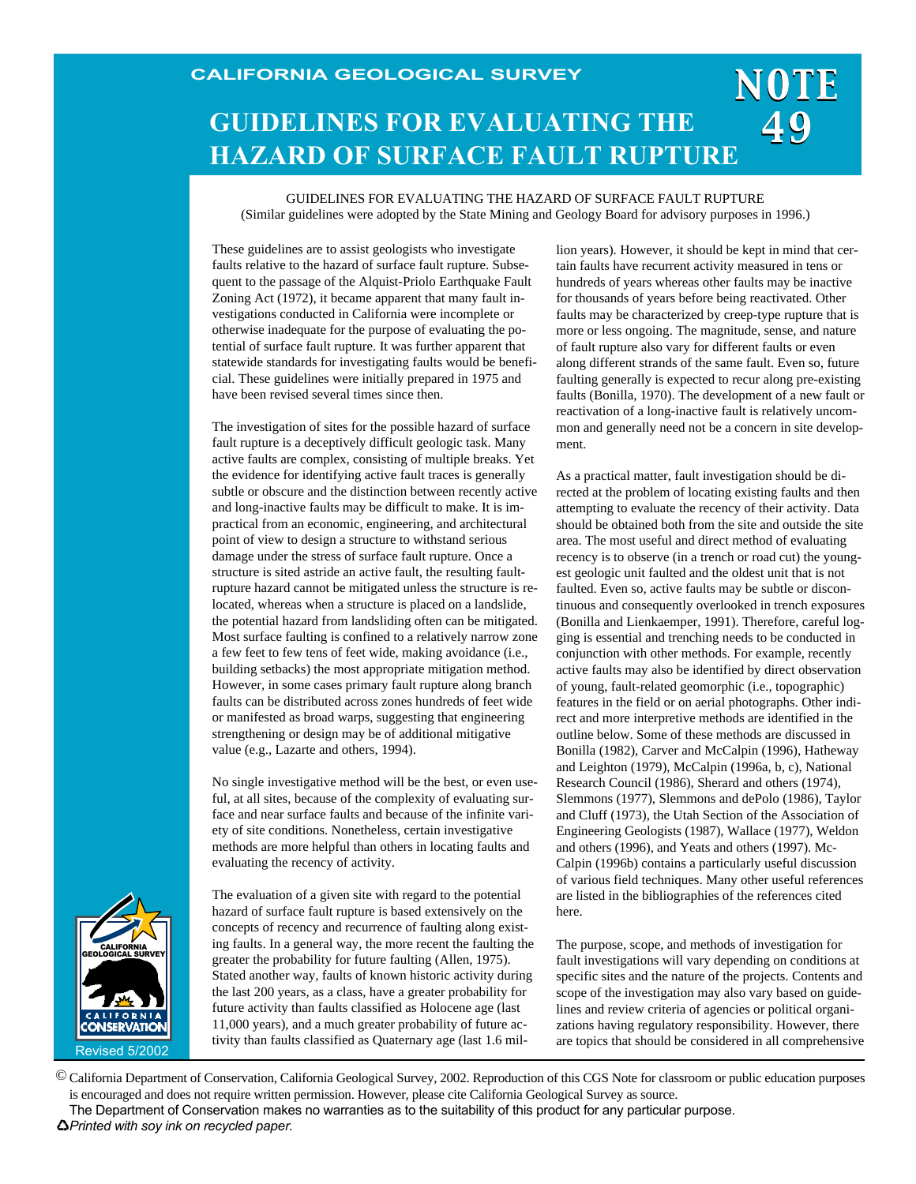CALIFORNIA GEOLOGICAL SURVEY

# GUIDELINES FOR EVALUATING THE HAZARD OF SURFACE FAULT RUPTURE

**NOTE 49**

GUIDELINES FOR EVALUATING THE HAZARD OF SURFACE FAULT RUPTURE
(Similar guidelines were adopted by the State Mining and Geology Board for advisory purposes in 1996.)

These guidelines are to assist geologists who investigate faults relative to the hazard of surface fault rupture. Subsequent to the passage of the Alquist-Priolo Earthquake Fault Zoning Act (1972), it became apparent that many fault investigations conducted in California were incomplete or otherwise inadequate for the purpose of evaluating the potential of surface fault rupture. It was further apparent that statewide standards for investigating faults would be beneficial. These guidelines were initially prepared in 1975 and have been revised several times since then.

The investigation of sites for the possible hazard of surface fault rupture is a deceptively difficult geologic task. Many active faults are complex, consisting of multiple breaks. Yet the evidence for identifying active fault traces is generally subtle or obscure and the distinction between recently active and long-inactive faults may be difficult to make. It is impractical from an economic, engineering, and architectural point of view to design a structure to withstand serious damage under the stress of surface fault rupture. Once a structure is sited astride an active fault, the resulting fault-rupture hazard cannot be mitigated unless the structure is relocated, whereas when a structure is placed on a landslide, the potential hazard from landsliding often can be mitigated. Most surface faulting is confined to a relatively narrow zone a few feet to few tens of feet wide, making avoidance (i.e., building setbacks) the most appropriate mitigation method. However, in some cases primary fault rupture along branch faults can be distributed across zones hundreds of feet wide or manifested as broad warps, suggesting that engineering strengthening or design may be of additional mitigative value (e.g., Lazarte and others, 1994).

No single investigative method will be the best, or even useful, at all sites, because of the complexity of evaluating surface and near surface faults and because of the infinite variety of site conditions. Nonetheless, certain investigative methods are more helpful than others in locating faults and evaluating the recency of activity.

The evaluation of a given site with regard to the potential hazard of surface fault rupture is based extensively on the concepts of recency and recurrence of faulting along existing faults. In a general way, the more recent the faulting the greater the probability for future faulting (Allen, 1975). Stated another way, faults of known historic activity during the last 200 years, as a class, have a greater probability for future activity than faults classified as Holocene age (last 11,000 years), and a much greater probability of future activity than faults classified as Quaternary age (last 1.6 million years). However, it should be kept in mind that certain faults have recurrent activity measured in tens or hundreds of years whereas other faults may be inactive for thousands of years before being reactivated. Other faults may be characterized by creep-type rupture that is more or less ongoing. The magnitude, sense, and nature of fault rupture also vary for different faults or even along different strands of the same fault. Even so, future faulting generally is expected to recur along pre-existing faults (Bonilla, 1970). The development of a new fault or reactivation of a long-inactive fault is relatively uncommon and generally need not be a concern in site development.

As a practical matter, fault investigation should be directed at the problem of locating existing faults and then attempting to evaluate the recency of their activity. Data should be obtained both from the site and outside the site area. The most useful and direct method of evaluating recency is to observe (in a trench or road cut) the youngest geologic unit faulted and the oldest unit that is not faulted. Even so, active faults may be subtle or discontinuous and consequently overlooked in trench exposures (Bonilla and Lienkaemper, 1991). Therefore, careful logging is essential and trenching needs to be conducted in conjunction with other methods. For example, recently active faults may also be identified by direct observation of young, fault-related geomorphic (i.e., topographic) features in the field or on aerial photographs. Other indirect and more interpretive methods are identified in the outline below. Some of these methods are discussed in Bonilla (1982), Carver and McCalpin (1996), Hatheway and Leighton (1979), McCalpin (1996a, b, c), National Research Council (1986), Sherard and others (1974), Slemmons (1977), Slemmons and dePolo (1986), Taylor and Cluff (1973), the Utah Section of the Association of Engineering Geologists (1987), Wallace (1977), Weldon and others (1996), and Yeats and others (1997). McCalpin (1996b) contains a particularly useful discussion of various field techniques. Many other useful references are listed in the bibliographies of the references cited here.

The purpose, scope, and methods of investigation for fault investigations will vary depending on conditions at specific sites and the nature of the projects. Contents and scope of the investigation may also vary based on guidelines and review criteria of agencies or political organizations having regulatory responsibility. However, there are topics that should be considered in all comprehensive

Revised 5/2002

© California Department of Conservation, California Geological Survey, 2002. Reproduction of this CGS Note for classroom or public education purposes is encouraged and does not require written permission. However, please cite California Geological Survey as source.
The Department of Conservation makes no warranties as to the suitability of this product for any particular purpose.
*Printed with soy ink on recycled paper.*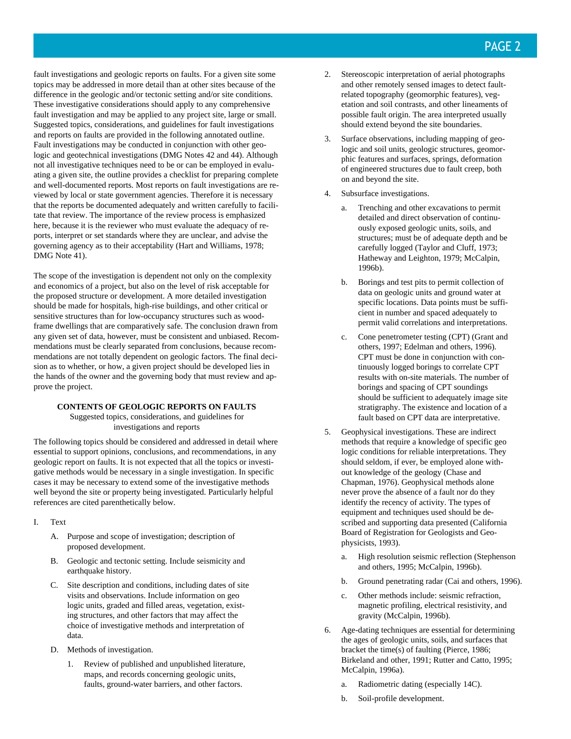fault investigations and geologic reports on faults. For a given site some topics may be addressed in more detail than at other sites because of the difference in the geologic and/or tectonic setting and/or site conditions. These investigative considerations should apply to any comprehensive fault investigation and may be applied to any project site, large or small. Suggested topics, considerations, and guidelines for fault investigations and reports on faults are provided in the following annotated outline. Fault investigations may be conducted in conjunction with other geologic and geotechnical investigations (DMG Notes 42 and 44). Although not all investigative techniques need to be or can be employed in evaluating a given site, the outline provides a checklist for preparing complete and well-documented reports. Most reports on fault investigations are reviewed by local or state government agencies. Therefore it is necessary that the reports be documented adequately and written carefully to facilitate that review. The importance of the review process is emphasized here, because it is the reviewer who must evaluate the adequacy of reports, interpret or set standards where they are unclear, and advise the governing agency as to their acceptability (Hart and Williams, 1978; DMG Note 41).

The scope of the investigation is dependent not only on the complexity and economics of a project, but also on the level of risk acceptable for the proposed structure or development. A more detailed investigation should be made for hospitals, high-rise buildings, and other critical or sensitive structures than for low-occupancy structures such as wood-frame dwellings that are comparatively safe. The conclusion drawn from any given set of data, however, must be consistent and unbiased. Recommendations must be clearly separated from conclusions, because recommendations are not totally dependent on geologic factors. The final decision as to whether, or how, a given project should be developed lies in the hands of the owner and the governing body that must review and approve the project.

**CONTENTS OF GEOLOGIC REPORTS ON FAULTS**

Suggested topics, considerations, and guidelines for investigations and reports

The following topics should be considered and addressed in detail where essential to support opinions, conclusions, and recommendations, in any geologic report on faults. It is not expected that all the topics or investigative methods would be necessary in a single investigation. In specific cases it may be necessary to extend some of the investigative methods well beyond the site or property being investigated. Particularly helpful references are cited parenthetically below.

I. Text

A. Purpose and scope of investigation; description of proposed development.

B. Geologic and tectonic setting. Include seismicity and earthquake history.

C. Site description and conditions, including dates of site visits and observations. Include information on geologic units, graded and filled areas, vegetation, existing structures, and other factors that may affect the choice of investigative methods and interpretation of data.

D. Methods of investigation.

1. Review of published and unpublished literature, maps, and records concerning geologic units, faults, ground-water barriers, and other factors.

2. Stereoscopic interpretation of aerial photographs and other remotely sensed images to detect fault-related topography (geomorphic features), vegetation and soil contrasts, and other lineaments of possible fault origin. The area interpreted usually should extend beyond the site boundaries.

3. Surface observations, including mapping of geologic and soil units, geologic structures, geomorphic features and surfaces, springs, deformation of engineered structures due to fault creep, both on and beyond the site.

4. Subsurface investigations.

   a. Trenching and other excavations to permit detailed and direct observation of continuously exposed geologic units, soils, and structures; must be of adequate depth and be carefully logged (Taylor and Cluff, 1973; Hatheway and Leighton, 1979; McCalpin, 1996b).

   b. Borings and test pits to permit collection of data on geologic units and ground water at specific locations. Data points must be sufficient in number and spaced adequately to permit valid correlations and interpretations.

   c. Cone penetrometer testing (CPT) (Grant and others, 1997; Edelman and others, 1996). CPT must be done in conjunction with continuously logged borings to correlate CPT results with on-site materials. The number of borings and spacing of CPT soundings should be sufficient to adequately image site stratigraphy. The existence and location of a fault based on CPT data are interpretative.

5. Geophysical investigations. These are indirect methods that require a knowledge of specific geologic conditions for reliable interpretations. They should seldom, if ever, be employed alone without knowledge of the geology (Chase and Chapman, 1976). Geophysical methods alone never prove the absence of a fault nor do they identify the recency of activity. The types of equipment and techniques used should be described and supporting data presented (California Board of Registration for Geologists and Geophysicists, 1993).

   a. High resolution seismic reflection (Stephenson and others, 1995; McCalpin, 1996b).

   b. Ground penetrating radar (Cai and others, 1996).

   c. Other methods include: seismic refraction, magnetic profiling, electrical resistivity, and gravity (McCalpin, 1996b).

6. Age-dating techniques are essential for determining the ages of geologic units, soils, and surfaces that bracket the time(s) of faulting (Pierce, 1986; Birkeland and other, 1991; Rutter and Catto, 1995; McCalpin, 1996a).

   a. Radiometric dating (especially 14C).

   b. Soil-profile development.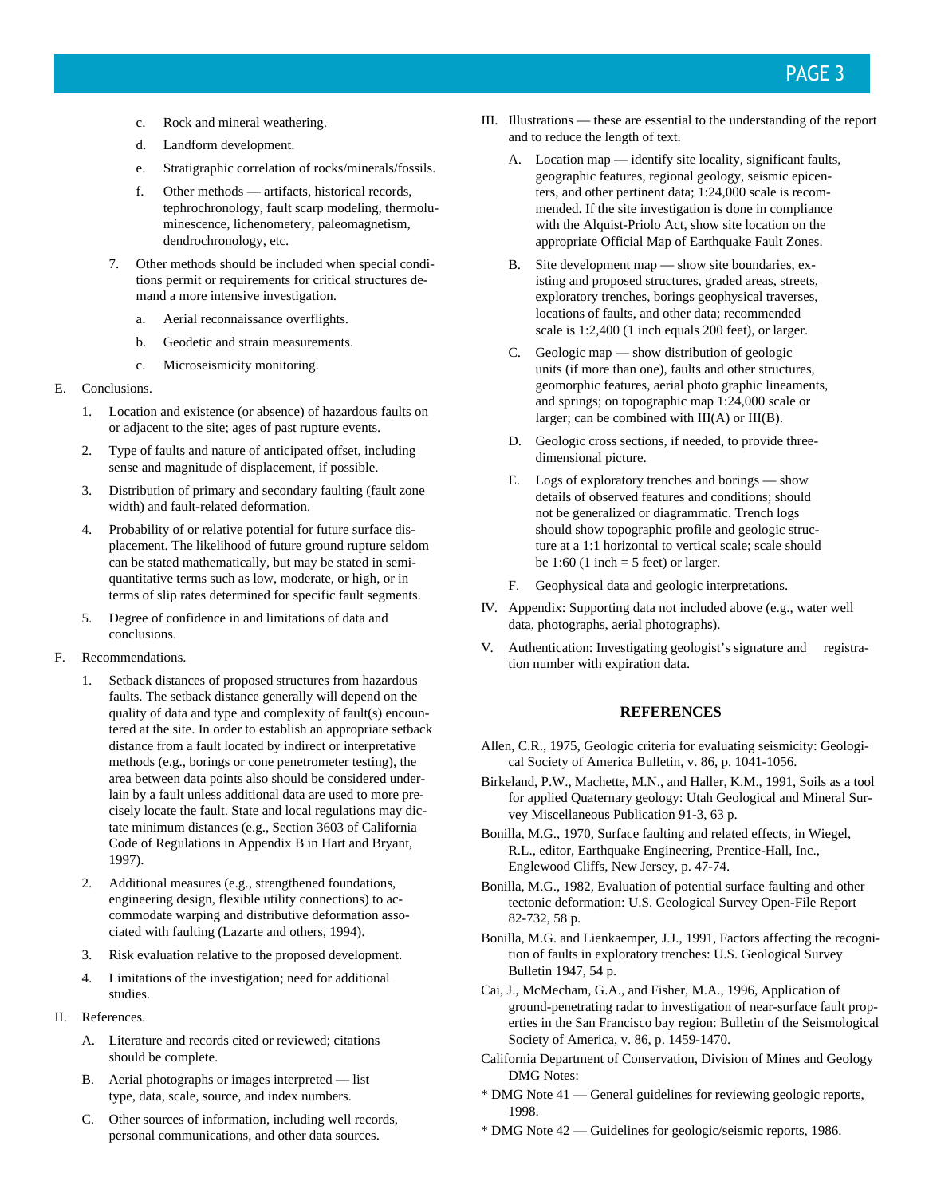c. Rock and mineral weathering.

d. Landform development.

e. Stratigraphic correlation of rocks/minerals/fossils.

f. Other methods — artifacts, historical records, tephrochronology, fault scarp modeling, thermoluminescence, lichenometery, paleomagnetism, dendrochronology, etc.

7. Other methods should be included when special conditions permit or requirements for critical structures demand a more intensive investigation.

   a. Aerial reconnaissance overflights.

   b. Geodetic and strain measurements.

   c. Microseismicity monitoring.

E. Conclusions.

   1. Location and existence (or absence) of hazardous faults on or adjacent to the site; ages of past rupture events.

   2. Type of faults and nature of anticipated offset, including sense and magnitude of displacement, if possible.

   3. Distribution of primary and secondary faulting (fault zone width) and fault-related deformation.

   4. Probability of or relative potential for future surface displacement. The likelihood of future ground rupture seldom can be stated mathematically, but may be stated in semi-quantitative terms such as low, moderate, or high, or in terms of slip rates determined for specific fault segments.

   5. Degree of confidence in and limitations of data and conclusions.

F. Recommendations.

   1. Setback distances of proposed structures from hazardous faults. The setback distance generally will depend on the quality of data and type and complexity of fault(s) encountered at the site. In order to establish an appropriate setback distance from a fault located by indirect or interpretative methods (e.g., borings or cone penetrometer testing), the area between data points also should be considered underlain by a fault unless additional data are used to more precisely locate the fault. State and local regulations may dictate minimum distances (e.g., Section 3603 of California Code of Regulations in Appendix B in Hart and Bryant, 1997).

   2. Additional measures (e.g., strengthened foundations, engineering design, flexible utility connections) to accommodate warping and distributive deformation associated with faulting (Lazarte and others, 1994).

   3. Risk evaluation relative to the proposed development.

   4. Limitations of the investigation; need for additional studies.

II. References.

   A. Literature and records cited or reviewed; citations should be complete.

   B. Aerial photographs or images interpreted — list type, data, scale, source, and index numbers.

   C. Other sources of information, including well records, personal communications, and other data sources.

III. Illustrations — these are essential to the understanding of the report and to reduce the length of text.

   A. Location map — identify site locality, significant faults, geographic features, regional geology, seismic epicenters, and other pertinent data; 1:24,000 scale is recommended. If the site investigation is done in compliance with the Alquist-Priolo Act, show site location on the appropriate Official Map of Earthquake Fault Zones.

   B. Site development map — show site boundaries, existing and proposed structures, graded areas, streets, exploratory trenches, borings geophysical traverses, locations of faults, and other data; recommended scale is 1:2,400 (1 inch equals 200 feet), or larger.

   C. Geologic map — show distribution of geologic units (if more than one), faults and other structures, geomorphic features, aerial photo graphic lineaments, and springs; on topographic map 1:24,000 scale or larger; can be combined with III(A) or III(B).

   D. Geologic cross sections, if needed, to provide three-dimensional picture.

   E. Logs of exploratory trenches and borings — show details of observed features and conditions; should not be generalized or diagrammatic. Trench logs should show topographic profile and geologic structure at a 1:1 horizontal to vertical scale; scale should be 1:60 (1 inch = 5 feet) or larger.

   F. Geophysical data and geologic interpretations.

IV. Appendix: Supporting data not included above (e.g., water well data, photographs, aerial photographs).

V. Authentication: Investigating geologist's signature and registration number with expiration data.

## REFERENCES

Allen, C.R., 1975, Geologic criteria for evaluating seismicity: Geological Society of America Bulletin, v. 86, p. 1041-1056.

Birkeland, P.W., Machette, M.N., and Haller, K.M., 1991, Soils as a tool for applied Quaternary geology: Utah Geological and Mineral Survey Miscellaneous Publication 91-3, 63 p.

Bonilla, M.G., 1970, Surface faulting and related effects, in Wiegel, R.L., editor, Earthquake Engineering, Prentice-Hall, Inc., Englewood Cliffs, New Jersey, p. 47-74.

Bonilla, M.G., 1982, Evaluation of potential surface faulting and other tectonic deformation: U.S. Geological Survey Open-File Report 82-732, 58 p.

Bonilla, M.G. and Lienkaemper, J.J., 1991, Factors affecting the recognition of faults in exploratory trenches: U.S. Geological Survey Bulletin 1947, 54 p.

Cai, J., McMecham, G.A., and Fisher, M.A., 1996, Application of ground-penetrating radar to investigation of near-surface fault properties in the San Francisco bay region: Bulletin of the Seismological Society of America, v. 86, p. 1459-1470.

California Department of Conservation, Division of Mines and Geology DMG Notes:

* DMG Note 41 — General guidelines for reviewing geologic reports, 1998.

* DMG Note 42 — Guidelines for geologic/seismic reports, 1986.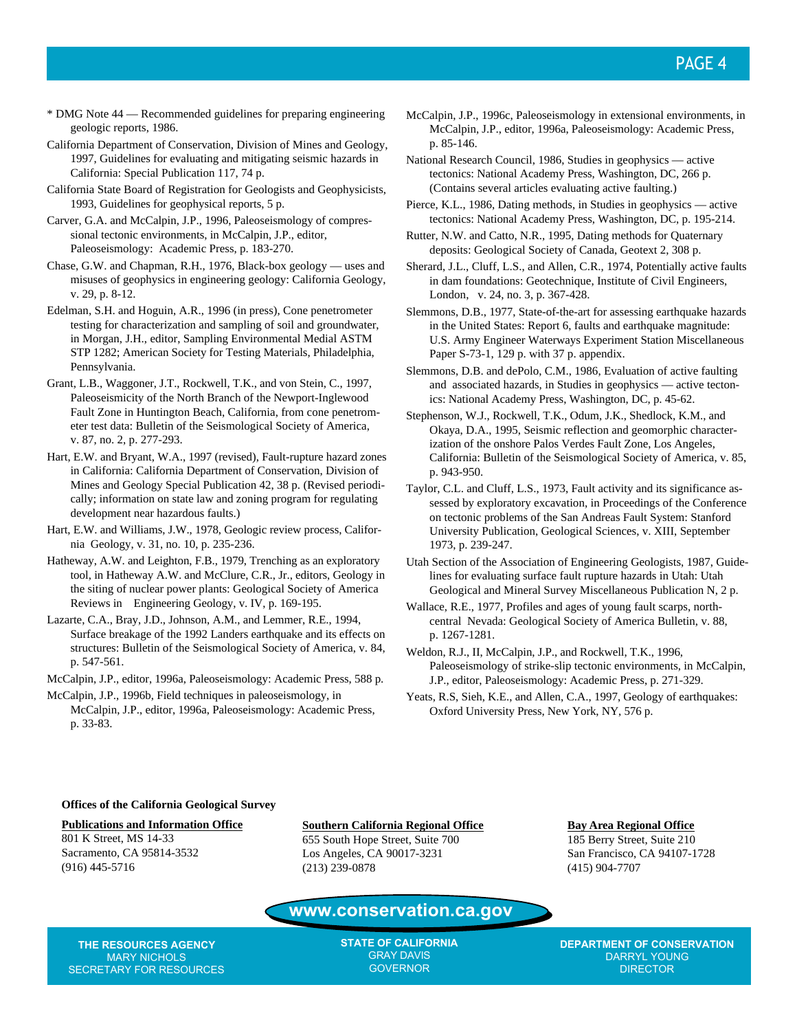* DMG Note 44 — Recommended guidelines for preparing engineering geologic reports, 1986.

California Department of Conservation, Division of Mines and Geology, 1997, Guidelines for evaluating and mitigating seismic hazards in California: Special Publication 117, 74 p.

California State Board of Registration for Geologists and Geophysicists, 1993, Guidelines for geophysical reports, 5 p.

Carver, G.A. and McCalpin, J.P., 1996, Paleoseismology of compressional tectonic environments, in McCalpin, J.P., editor, Paleoseismology: Academic Press, p. 183-270.

Chase, G.W. and Chapman, R.H., 1976, Black-box geology — uses and misuses of geophysics in engineering geology: California Geology, v. 29, p. 8-12.

Edelman, S.H. and Hoguin, A.R., 1996 (in press), Cone penetrometer testing for characterization and sampling of soil and groundwater, in Morgan, J.H., editor, Sampling Environmental Medial ASTM STP 1282; American Society for Testing Materials, Philadelphia, Pennsylvania.

Grant, L.B., Waggoner, J.T., Rockwell, T.K., and von Stein, C., 1997, Paleoseismicity of the North Branch of the Newport-Inglewood Fault Zone in Huntington Beach, California, from cone penetrometer test data: Bulletin of the Seismological Society of America, v. 87, no. 2, p. 277-293.

Hart, E.W. and Bryant, W.A., 1997 (revised), Fault-rupture hazard zones in California: California Department of Conservation, Division of Mines and Geology Special Publication 42, 38 p. (Revised periodically; information on state law and zoning program for regulating development near hazardous faults.)

Hart, E.W. and Williams, J.W., 1978, Geologic review process, California Geology, v. 31, no. 10, p. 235-236.

Hatheway, A.W. and Leighton, F.B., 1979, Trenching as an exploratory tool, in Hatheway A.W. and McClure, C.R., Jr., editors, Geology in the siting of nuclear power plants: Geological Society of America Reviews in Engineering Geology, v. IV, p. 169-195.

Lazarte, C.A., Bray, J.D., Johnson, A.M., and Lemmer, R.E., 1994, Surface breakage of the 1992 Landers earthquake and its effects on structures: Bulletin of the Seismological Society of America, v. 84, p. 547-561.

McCalpin, J.P., editor, 1996a, Paleoseismology: Academic Press, 588 p.

McCalpin, J.P., 1996b, Field techniques in paleoseismology, in McCalpin, J.P., editor, 1996a, Paleoseismology: Academic Press, p. 33-83.

McCalpin, J.P., 1996c, Paleoseismology in extensional environments, in McCalpin, J.P., editor, 1996a, Paleoseismology: Academic Press, p. 85-146.

National Research Council, 1986, Studies in geophysics — active tectonics: National Academy Press, Washington, DC, 266 p. (Contains several articles evaluating active faulting.)

Pierce, K.L., 1986, Dating methods, in Studies in geophysics — active tectonics: National Academy Press, Washington, DC, p. 195-214.

Rutter, N.W. and Catto, N.R., 1995, Dating methods for Quaternary deposits: Geological Society of Canada, Geotext 2, 308 p.

Sherard, J.L., Cluff, L.S., and Allen, C.R., 1974, Potentially active faults in dam foundations: Geotechnique, Institute of Civil Engineers, London, v. 24, no. 3, p. 367-428.

Slemmons, D.B., 1977, State-of-the-art for assessing earthquake hazards in the United States: Report 6, faults and earthquake magnitude: U.S. Army Engineer Waterways Experiment Station Miscellaneous Paper S-73-1, 129 p. with 37 p. appendix.

Slemmons, D.B. and dePolo, C.M., 1986, Evaluation of active faulting and associated hazards, in Studies in geophysics — active tectonics: National Academy Press, Washington, DC, p. 45-62.

Stephenson, W.J., Rockwell, T.K., Odum, J.K., Shedlock, K.M., and Okaya, D.A., 1995, Seismic reflection and geomorphic characterization of the onshore Palos Verdes Fault Zone, Los Angeles, California: Bulletin of the Seismological Society of America, v. 85, p. 943-950.

Taylor, C.L. and Cluff, L.S., 1973, Fault activity and its significance assessed by exploratory excavation, in Proceedings of the Conference on tectonic problems of the San Andreas Fault System: Stanford University Publication, Geological Sciences, v. XIII, September 1973, p. 239-247.

Utah Section of the Association of Engineering Geologists, 1987, Guidelines for evaluating surface fault rupture hazards in Utah: Utah Geological and Mineral Survey Miscellaneous Publication N, 2 p.

Wallace, R.E., 1977, Profiles and ages of young fault scarps, north-central Nevada: Geological Society of America Bulletin, v. 88, p. 1267-1281.

Weldon, R.J., II, McCalpin, J.P., and Rockwell, T.K., 1996, Paleoseismology of strike-slip tectonic environments, in McCalpin, J.P., editor, Paleoseismology: Academic Press, p. 271-329.

Yeats, R.S, Sieh, K.E., and Allen, C.A., 1997, Geology of earthquakes: Oxford University Press, New York, NY, 576 p.

**Offices of the California Geological Survey**

**Publications and Information Office**
801 K Street, MS 14-33
Sacramento, CA 95814-3532
(916) 445-5716

**Southern California Regional Office**
655 South Hope Street, Suite 700
Los Angeles, CA 90017-3231
(213) 239-0878

**Bay Area Regional Office**
185 Berry Street, Suite 210
San Francisco, CA 94107-1728
(415) 904-7707

**www.conservation.ca.gov**

**THE RESOURCES AGENCY**
MARY NICHOLS
SECRETARY FOR RESOURCES

**STATE OF CALIFORNIA**
GRAY DAVIS
GOVERNOR

**DEPARTMENT OF CONSERVATION**
DARRYL YOUNG
DIRECTOR